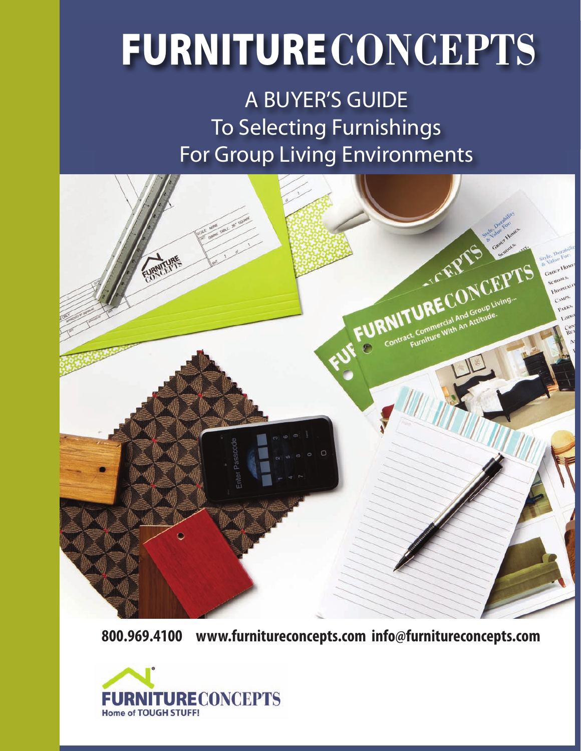# FURNITURECONCEPTS

## A BUYER'S GUIDE
## To Selecting Furnishings
## For Group Living Environments

**800.969.4100 www.furnitureconcepts.com info@furnitureconcepts.com**

FURNITURECONCEPTS®
Home of TOUGH STUFF!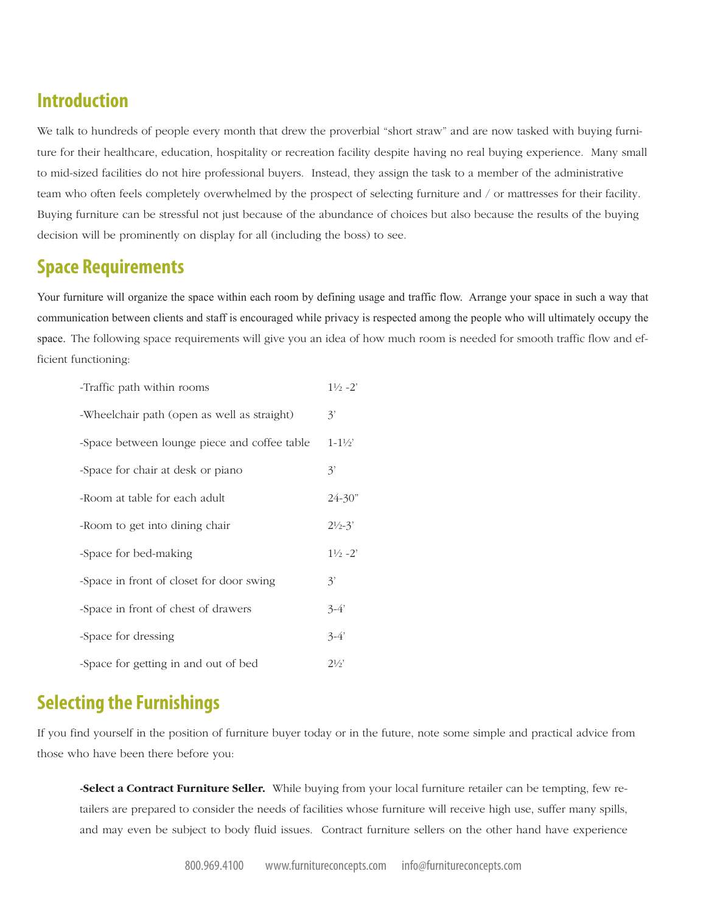## Introduction

We talk to hundreds of people every month that drew the proverbial "short straw" and are now tasked with buying furniture for their healthcare, education, hospitality or recreation facility despite having no real buying experience. Many small to mid-sized facilities do not hire professional buyers. Instead, they assign the task to a member of the administrative team who often feels completely overwhelmed by the prospect of selecting furniture and / or mattresses for their facility. Buying furniture can be stressful not just because of the abundance of choices but also because the results of the buying decision will be prominently on display for all (including the boss) to see.

## Space Requirements

Your furniture will organize the space within each room by defining usage and traffic flow. Arrange your space in such a way that communication between clients and staff is encouraged while privacy is respected among the people who will ultimately occupy the space. The following space requirements will give you an idea of how much room is needed for smooth traffic flow and efficient functioning:

| | |
|---|---|
| -Traffic path within rooms | 1½ -2' |
| -Wheelchair path (open as well as straight) | 3' |
| -Space between lounge piece and coffee table | 1-1½' |
| -Space for chair at desk or piano | 3' |
| -Room at table for each adult | 24-30" |
| -Room to get into dining chair | 2½-3' |
| -Space for bed-making | 1½ -2' |
| -Space in front of closet for door swing | 3' |
| -Space in front of chest of drawers | 3-4' |
| -Space for dressing | 3-4' |
| -Space for getting in and out of bed | 2½' |

## Selecting the Furnishings

If you find yourself in the position of furniture buyer today or in the future, note some simple and practical advice from those who have been there before you:

**-Select a Contract Furniture Seller.** While buying from your local furniture retailer can be tempting, few retailers are prepared to consider the needs of facilities whose furniture will receive high use, suffer many spills, and may even be subject to body fluid issues. Contract furniture sellers on the other hand have experience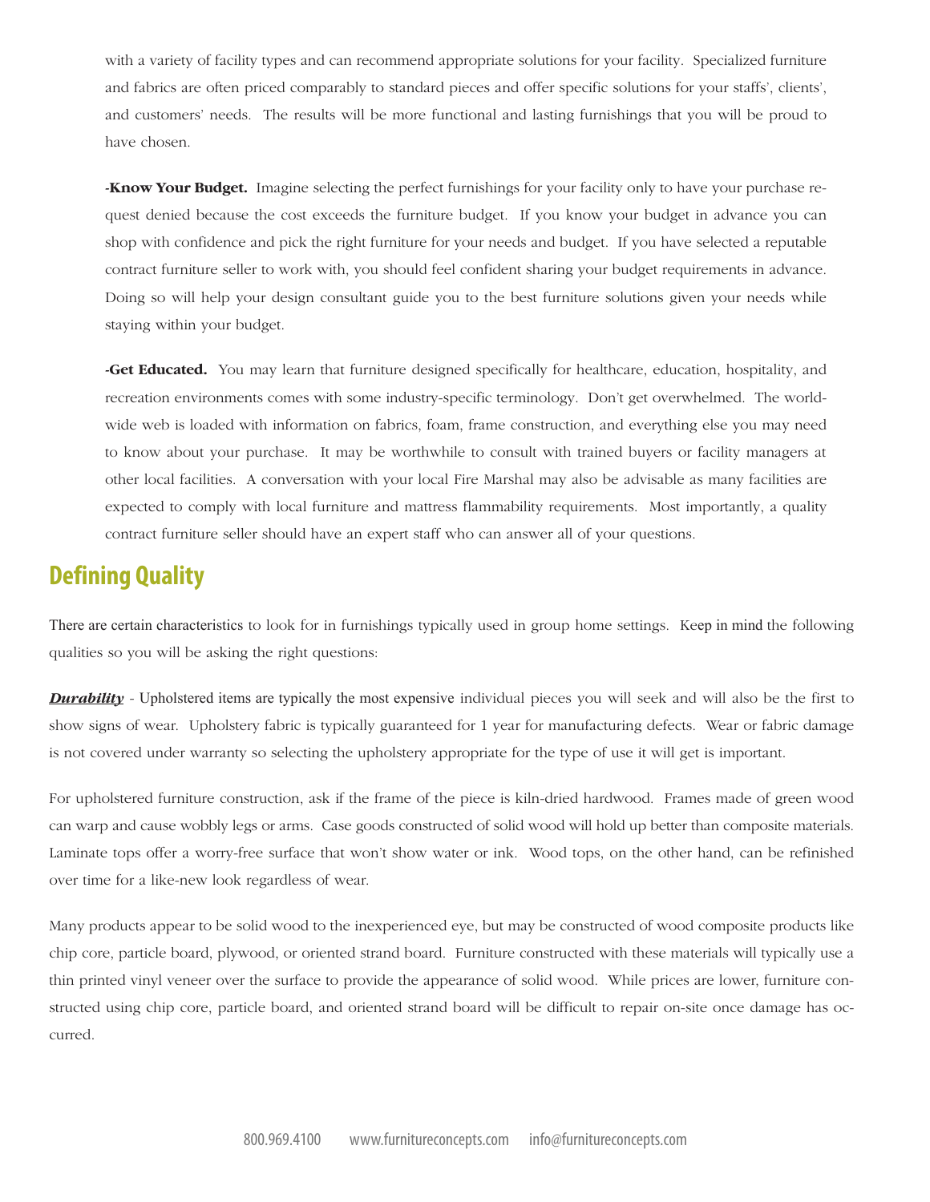with a variety of facility types and can recommend appropriate solutions for your facility. Specialized furniture and fabrics are often priced comparably to standard pieces and offer specific solutions for your staffs', clients', and customers' needs. The results will be more functional and lasting furnishings that you will be proud to have chosen.

**-Know Your Budget.** Imagine selecting the perfect furnishings for your facility only to have your purchase request denied because the cost exceeds the furniture budget. If you know your budget in advance you can shop with confidence and pick the right furniture for your needs and budget. If you have selected a reputable contract furniture seller to work with, you should feel confident sharing your budget requirements in advance. Doing so will help your design consultant guide you to the best furniture solutions given your needs while staying within your budget.

**-Get Educated.** You may learn that furniture designed specifically for healthcare, education, hospitality, and recreation environments comes with some industry-specific terminology. Don't get overwhelmed. The world-wide web is loaded with information on fabrics, foam, frame construction, and everything else you may need to know about your purchase. It may be worthwhile to consult with trained buyers or facility managers at other local facilities. A conversation with your local Fire Marshal may also be advisable as many facilities are expected to comply with local furniture and mattress flammability requirements. Most importantly, a quality contract furniture seller should have an expert staff who can answer all of your questions.

## Defining Quality

There are certain characteristics to look for in furnishings typically used in group home settings. Keep in mind the following qualities so you will be asking the right questions:

***Durability*** - Upholstered items are typically the most expensive individual pieces you will seek and will also be the first to show signs of wear. Upholstery fabric is typically guaranteed for 1 year for manufacturing defects. Wear or fabric damage is not covered under warranty so selecting the upholstery appropriate for the type of use it will get is important.

For upholstered furniture construction, ask if the frame of the piece is kiln-dried hardwood. Frames made of green wood can warp and cause wobbly legs or arms. Case goods constructed of solid wood will hold up better than composite materials. Laminate tops offer a worry-free surface that won't show water or ink. Wood tops, on the other hand, can be refinished over time for a like-new look regardless of wear.

Many products appear to be solid wood to the inexperienced eye, but may be constructed of wood composite products like chip core, particle board, plywood, or oriented strand board. Furniture constructed with these materials will typically use a thin printed vinyl veneer over the surface to provide the appearance of solid wood. While prices are lower, furniture constructed using chip core, particle board, and oriented strand board will be difficult to repair on-site once damage has occurred.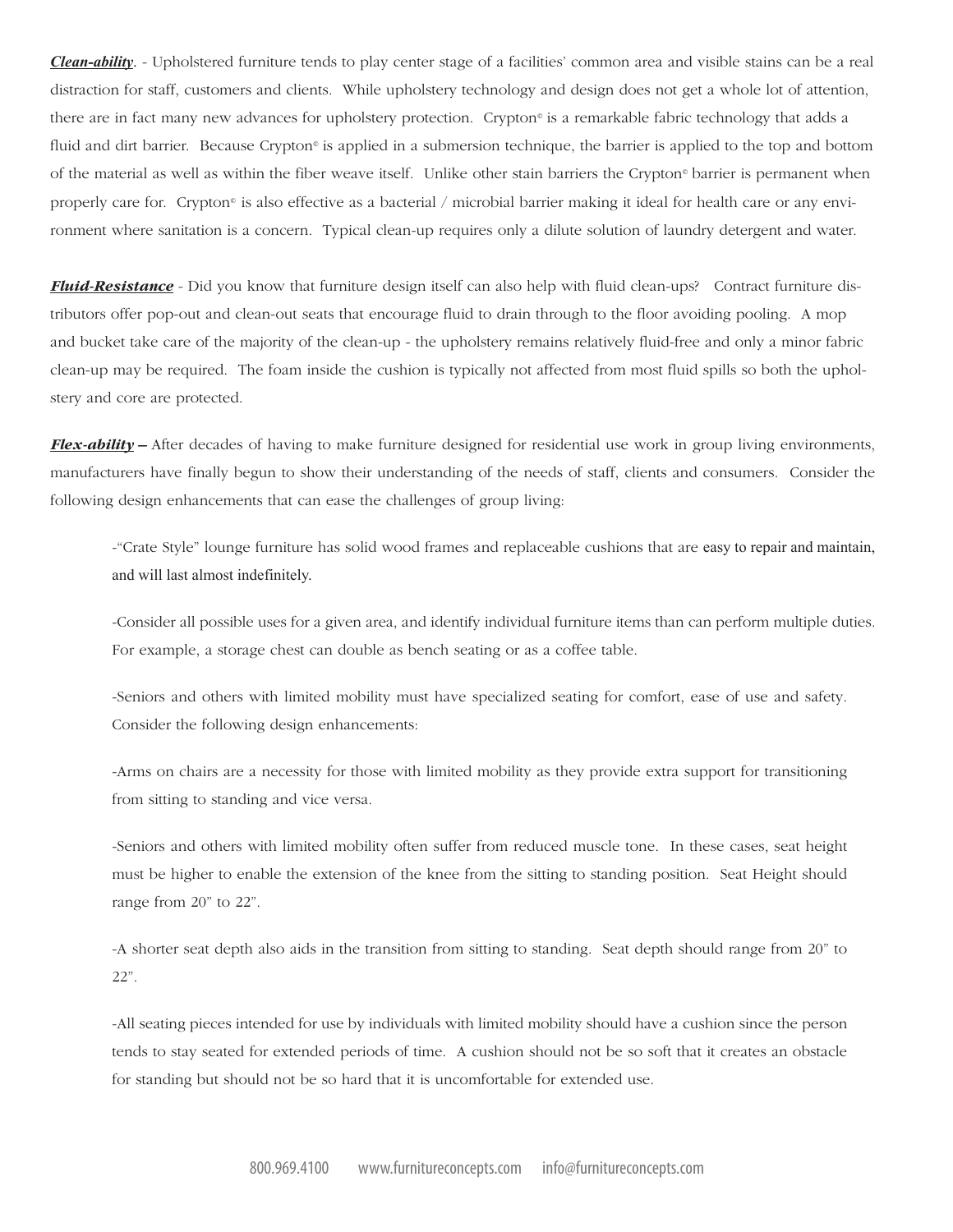***Clean-ability***. - Upholstered furniture tends to play center stage of a facilities' common area and visible stains can be a real distraction for staff, customers and clients. While upholstery technology and design does not get a whole lot of attention, there are in fact many new advances for upholstery protection. Crypton© is a remarkable fabric technology that adds a fluid and dirt barrier. Because Crypton© is applied in a submersion technique, the barrier is applied to the top and bottom of the material as well as within the fiber weave itself. Unlike other stain barriers the Crypton© barrier is permanent when properly care for. Crypton© is also effective as a bacterial / microbial barrier making it ideal for health care or any environment where sanitation is a concern. Typical clean-up requires only a dilute solution of laundry detergent and water.

***Fluid-Resistance*** - Did you know that furniture design itself can also help with fluid clean-ups? Contract furniture distributors offer pop-out and clean-out seats that encourage fluid to drain through to the floor avoiding pooling. A mop and bucket take care of the majority of the clean-up - the upholstery remains relatively fluid-free and only a minor fabric clean-up may be required. The foam inside the cushion is typically not affected from most fluid spills so both the upholstery and core are protected.

***Flex-ability*** – After decades of having to make furniture designed for residential use work in group living environments, manufacturers have finally begun to show their understanding of the needs of staff, clients and consumers. Consider the following design enhancements that can ease the challenges of group living:

-"Crate Style" lounge furniture has solid wood frames and replaceable cushions that are easy to repair and maintain, and will last almost indefinitely.

-Consider all possible uses for a given area, and identify individual furniture items than can perform multiple duties. For example, a storage chest can double as bench seating or as a coffee table.

-Seniors and others with limited mobility must have specialized seating for comfort, ease of use and safety. Consider the following design enhancements:

-Arms on chairs are a necessity for those with limited mobility as they provide extra support for transitioning from sitting to standing and vice versa.

-Seniors and others with limited mobility often suffer from reduced muscle tone. In these cases, seat height must be higher to enable the extension of the knee from the sitting to standing position. Seat Height should range from 20" to 22".

-A shorter seat depth also aids in the transition from sitting to standing. Seat depth should range from 20" to 22".

-All seating pieces intended for use by individuals with limited mobility should have a cushion since the person tends to stay seated for extended periods of time. A cushion should not be so soft that it creates an obstacle for standing but should not be so hard that it is uncomfortable for extended use.

800.969.4100 www.furnitureconcepts.com info@furnitureconcepts.com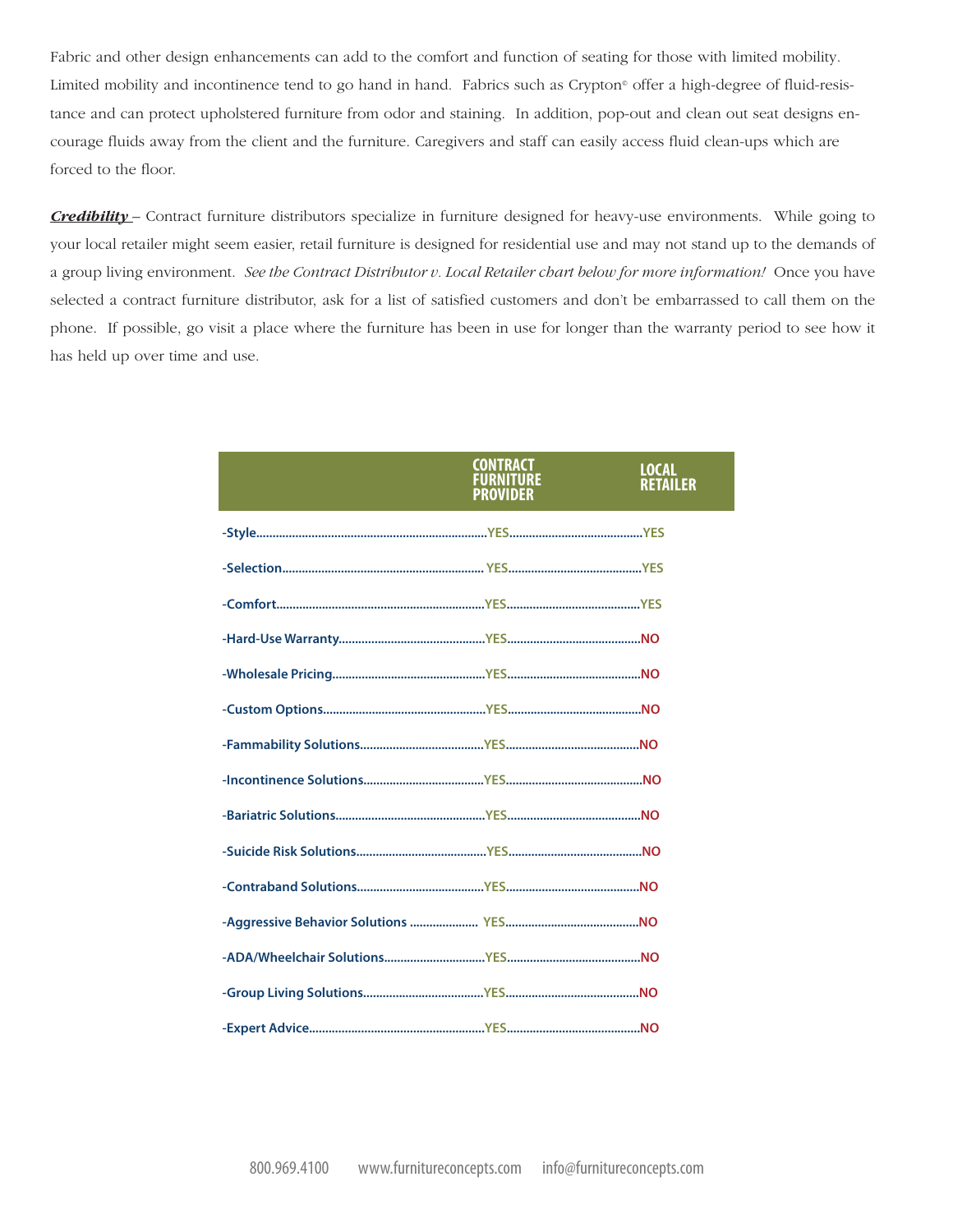Fabric and other design enhancements can add to the comfort and function of seating for those with limited mobility. Limited mobility and incontinence tend to go hand in hand. Fabrics such as Crypton© offer a high-degree of fluid-resistance and can protect upholstered furniture from odor and staining. In addition, pop-out and clean out seat designs encourage fluids away from the client and the furniture. Caregivers and staff can easily access fluid clean-ups which are forced to the floor.

***Credibility*** – Contract furniture distributors specialize in furniture designed for heavy-use environments. While going to your local retailer might seem easier, retail furniture is designed for residential use and may not stand up to the demands of a group living environment. *See the Contract Distributor v. Local Retailer chart below for more information!* Once you have selected a contract furniture distributor, ask for a list of satisfied customers and don't be embarrassed to call them on the phone. If possible, go visit a place where the furniture has been in use for longer than the warranty period to see how it has held up over time and use.

| | CONTRACT FURNITURE PROVIDER | LOCAL RETAILER |
|---|---|---|
| -Style | YES | YES |
| -Selection | YES | YES |
| -Comfort | YES | YES |
| -Hard-Use Warranty | YES | NO |
| -Wholesale Pricing | YES | NO |
| -Custom Options | YES | NO |
| -Fammability Solutions | YES | NO |
| -Incontinence Solutions | YES | NO |
| -Bariatric Solutions | YES | NO |
| -Suicide Risk Solutions | YES | NO |
| -Contraband Solutions | YES | NO |
| -Aggressive Behavior Solutions | YES | NO |
| -ADA/Wheelchair Solutions | YES | NO |
| -Group Living Solutions | YES | NO |
| -Expert Advice | YES | NO |

800.969.4100 www.furnitureconcepts.com info@furnitureconcepts.com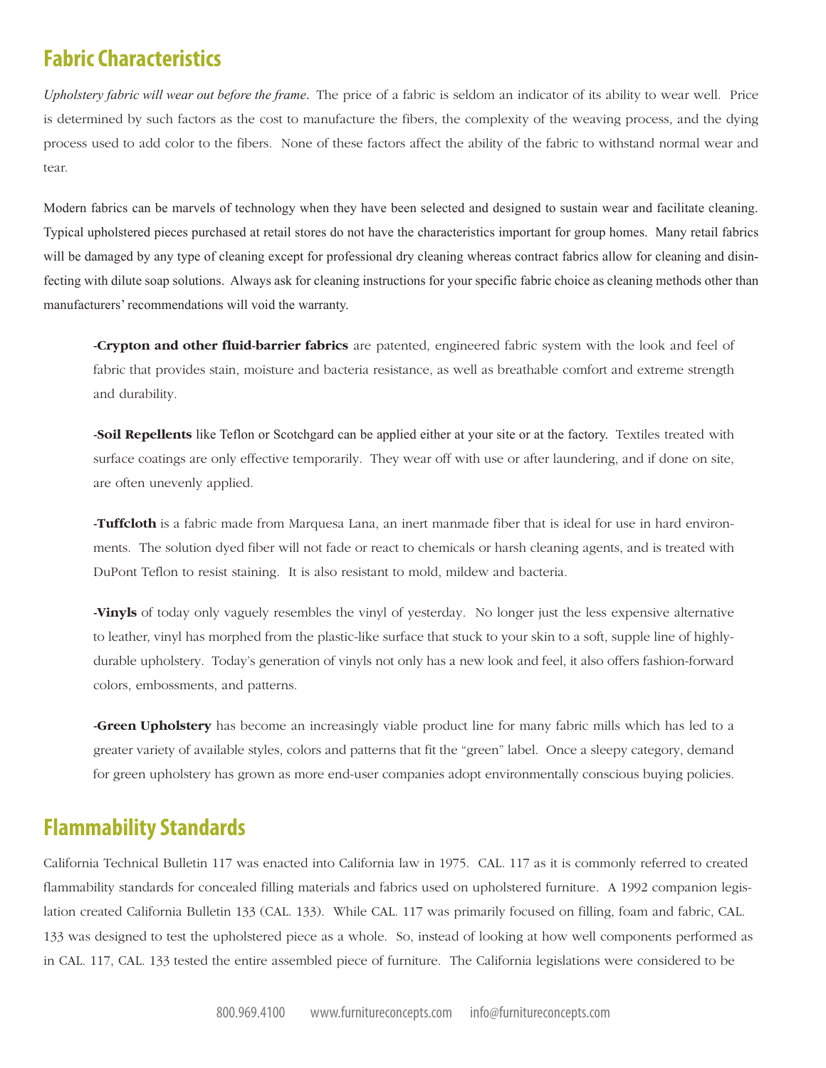## Fabric Characteristics

*Upholstery fabric will wear out before the frame.* The price of a fabric is seldom an indicator of its ability to wear well. Price is determined by such factors as the cost to manufacture the fibers, the complexity of the weaving process, and the dying process used to add color to the fibers. None of these factors affect the ability of the fabric to withstand normal wear and tear.

Modern fabrics can be marvels of technology when they have been selected and designed to sustain wear and facilitate cleaning. Typical upholstered pieces purchased at retail stores do not have the characteristics important for group homes. Many retail fabrics will be damaged by any type of cleaning except for professional dry cleaning whereas contract fabrics allow for cleaning and disinfecting with dilute soap solutions. Always ask for cleaning instructions for your specific fabric choice as cleaning methods other than manufacturers' recommendations will void the warranty.

**-Crypton and other fluid-barrier fabrics** are patented, engineered fabric system with the look and feel of fabric that provides stain, moisture and bacteria resistance, as well as breathable comfort and extreme strength and durability.

**-Soil Repellents** like Teflon or Scotchgard can be applied either at your site or at the factory. Textiles treated with surface coatings are only effective temporarily. They wear off with use or after laundering, and if done on site, are often unevenly applied.

**-Tuffcloth** is a fabric made from Marquesa Lana, an inert manmade fiber that is ideal for use in hard environments. The solution dyed fiber will not fade or react to chemicals or harsh cleaning agents, and is treated with DuPont Teflon to resist staining. It is also resistant to mold, mildew and bacteria.

**-Vinyls** of today only vaguely resembles the vinyl of yesterday. No longer just the less expensive alternative to leather, vinyl has morphed from the plastic-like surface that stuck to your skin to a soft, supple line of highly-durable upholstery. Today's generation of vinyls not only has a new look and feel, it also offers fashion-forward colors, embossments, and patterns.

**-Green Upholstery** has become an increasingly viable product line for many fabric mills which has led to a greater variety of available styles, colors and patterns that fit the "green" label. Once a sleepy category, demand for green upholstery has grown as more end-user companies adopt environmentally conscious buying policies.

## Flammability Standards

California Technical Bulletin 117 was enacted into California law in 1975. CAL. 117 as it is commonly referred to created flammability standards for concealed filling materials and fabrics used on upholstered furniture. A 1992 companion legislation created California Bulletin 133 (CAL. 133). While CAL. 117 was primarily focused on filling, foam and fabric, CAL. 133 was designed to test the upholstered piece as a whole. So, instead of looking at how well components performed as in CAL. 117, CAL. 133 tested the entire assembled piece of furniture. The California legislations were considered to be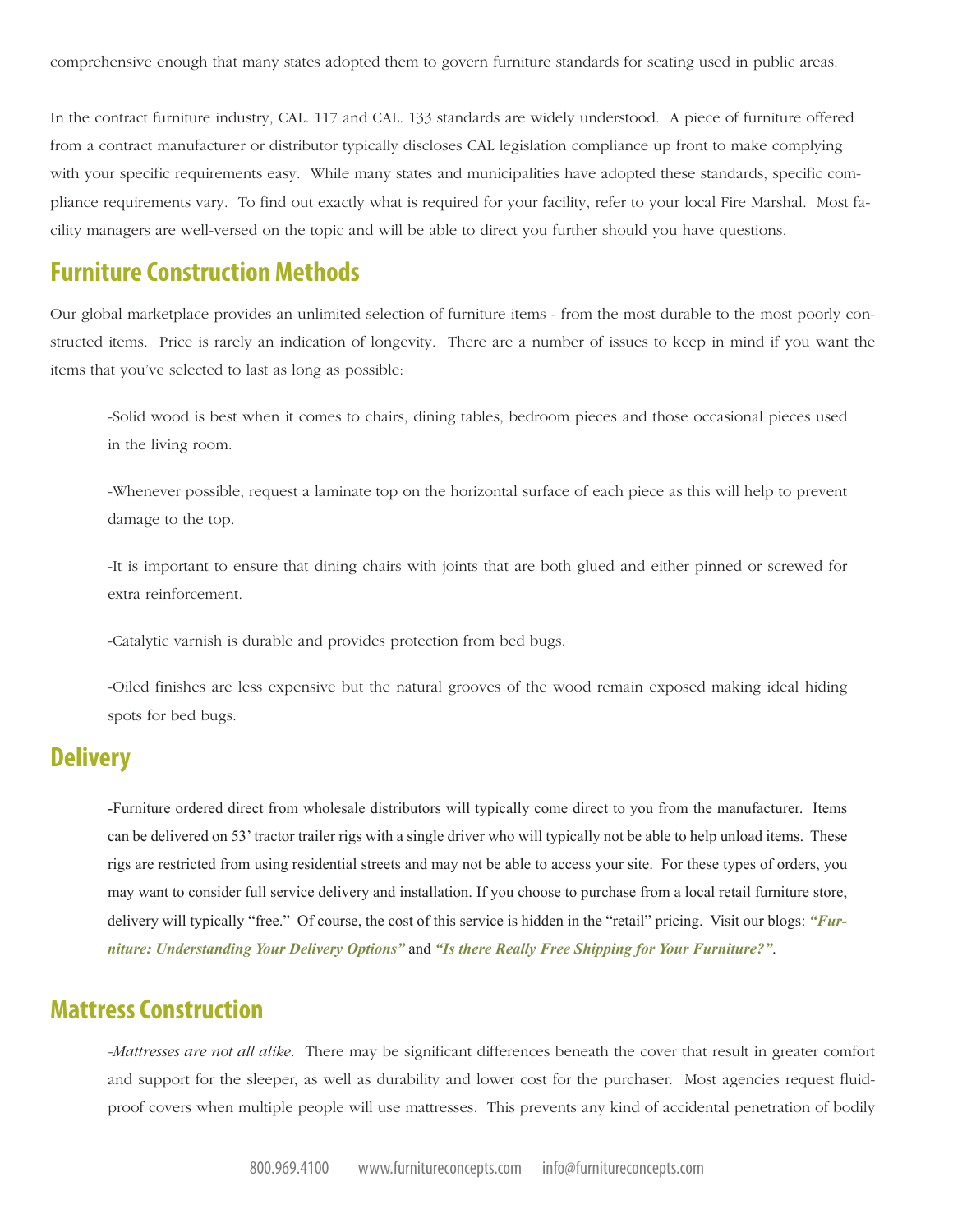comprehensive enough that many states adopted them to govern furniture standards for seating used in public areas.

In the contract furniture industry, CAL. 117 and CAL. 133 standards are widely understood. A piece of furniture offered from a contract manufacturer or distributor typically discloses CAL legislation compliance up front to make complying with your specific requirements easy. While many states and municipalities have adopted these standards, specific compliance requirements vary. To find out exactly what is required for your facility, refer to your local Fire Marshal. Most facility managers are well-versed on the topic and will be able to direct you further should you have questions.

## Furniture Construction Methods

Our global marketplace provides an unlimited selection of furniture items - from the most durable to the most poorly constructed items. Price is rarely an indication of longevity. There are a number of issues to keep in mind if you want the items that you've selected to last as long as possible:

-Solid wood is best when it comes to chairs, dining tables, bedroom pieces and those occasional pieces used in the living room.

-Whenever possible, request a laminate top on the horizontal surface of each piece as this will help to prevent damage to the top.

-It is important to ensure that dining chairs with joints that are both glued and either pinned or screwed for extra reinforcement.

-Catalytic varnish is durable and provides protection from bed bugs.

-Oiled finishes are less expensive but the natural grooves of the wood remain exposed making ideal hiding spots for bed bugs.

## Delivery

-Furniture ordered direct from wholesale distributors will typically come direct to you from the manufacturer. Items can be delivered on 53' tractor trailer rigs with a single driver who will typically not be able to help unload items. These rigs are restricted from using residential streets and may not be able to access your site. For these types of orders, you may want to consider full service delivery and installation. If you choose to purchase from a local retail furniture store, delivery will typically "free." Of course, the cost of this service is hidden in the "retail" pricing. Visit our blogs: ***"Furniture: Understanding Your Delivery Options"*** and ***"Is there Really Free Shipping for Your Furniture?"***.

## Mattress Construction

*-Mattresses are not all alike.* There may be significant differences beneath the cover that result in greater comfort and support for the sleeper, as well as durability and lower cost for the purchaser. Most agencies request fluid-proof covers when multiple people will use mattresses. This prevents any kind of accidental penetration of bodily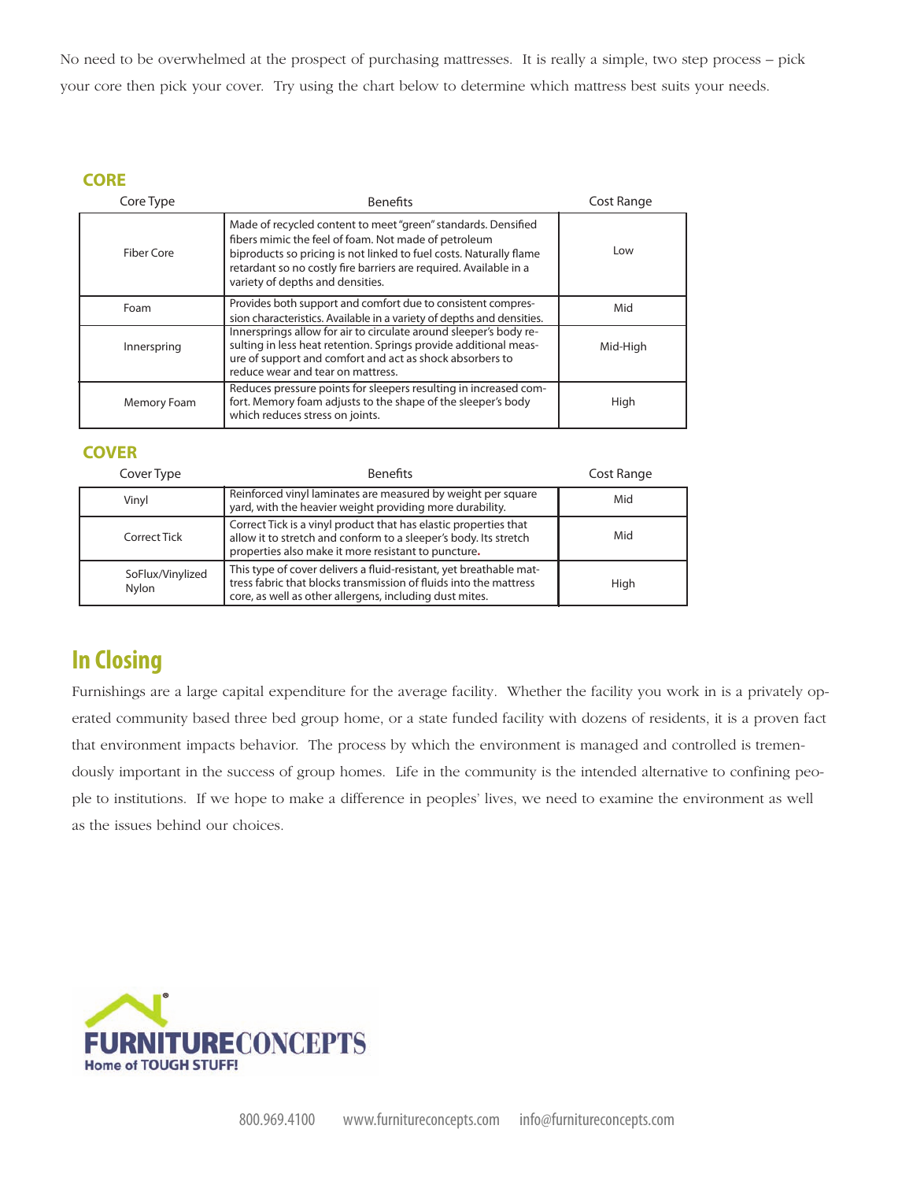No need to be overwhelmed at the prospect of purchasing mattresses. It is really a simple, two step process – pick your core then pick your cover. Try using the chart below to determine which mattress best suits your needs.

## CORE

| Core Type | Benefits | Cost Range |
|---|---|---|
| Fiber Core | Made of recycled content to meet "green" standards. Densified fibers mimic the feel of foam. Not made of petroleum biproducts so pricing is not linked to fuel costs. Naturally flame retardant so no costly fire barriers are required. Available in a variety of depths and densities. | Low |
| Foam | Provides both support and comfort due to consistent compression characteristics. Available in a variety of depths and densities. | Mid |
| Innerspring | Innersprings allow for air to circulate around sleeper's body resulting in less heat retention. Springs provide additional measure of support and comfort and act as shock absorbers to reduce wear and tear on mattress. | Mid-High |
| Memory Foam | Reduces pressure points for sleepers resulting in increased comfort. Memory foam adjusts to the shape of the sleeper's body which reduces stress on joints. | High |

## COVER

| Cover Type | Benefits | Cost Range |
|---|---|---|
| Vinyl | Reinforced vinyl laminates are measured by weight per square yard, with the heavier weight providing more durability. | Mid |
| Correct Tick | Correct Tick is a vinyl product that has elastic properties that allow it to stretch and conform to a sleeper's body. Its stretch properties also make it more resistant to puncture. | Mid |
| SoFlux/Vinylized Nylon | This type of cover delivers a fluid-resistant, yet breathable mattress fabric that blocks transmission of fluids into the mattress core, as well as other allergens, including dust mites. | High |

# In Closing

Furnishings are a large capital expenditure for the average facility. Whether the facility you work in is a privately operated community based three bed group home, or a state funded facility with dozens of residents, it is a proven fact that environment impacts behavior. The process by which the environment is managed and controlled is tremendously important in the success of group homes. Life in the community is the intended alternative to confining people to institutions. If we hope to make a difference in peoples' lives, we need to examine the environment as well as the issues behind our choices.

FURNITURECONCEPTS®
Home of TOUGH STUFF!

800.969.4100 www.furnitureconcepts.com info@furnitureconcepts.com